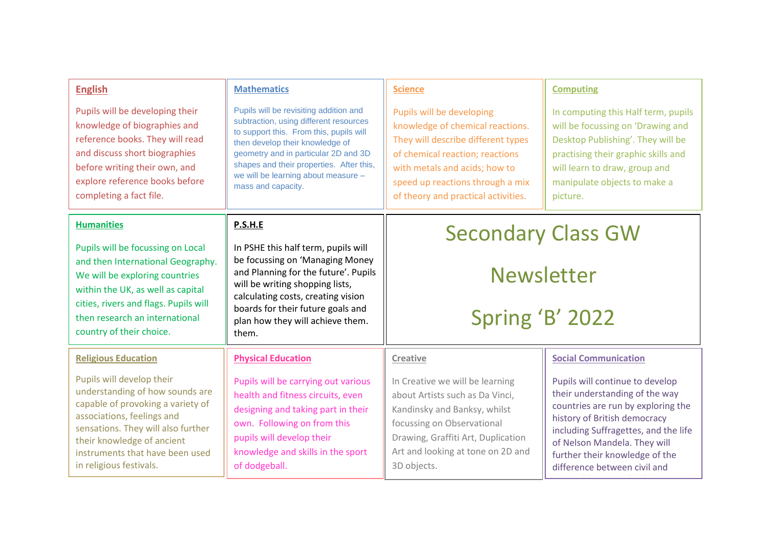# Secondary Class GW

# Newsletter

# Spring 'B' 2022

## English

Pupils will be developing their knowledge of biographies and reference books. They will read and discuss short biographies before writing their own, and explore reference books before completing a fact file.

## Mathematics

Pupils will be revisiting addition and subtraction, using different resources to support this. From this, pupils will then develop their knowledge of geometry and in particular 2D and 3D shapes and their properties. After this, we will be learning about measure – mass and capacity.

## Science

Pupils will be developing knowledge of chemical reactions. They will describe different types of chemical reaction; reactions with metals and acids; how to speed up reactions through a mix of theory and practical activities.

## Computing

In computing this Half term, pupils will be focussing on 'Drawing and Desktop Publishing'. They will be practising their graphic skills and will learn to draw, group and manipulate objects to make a picture.

## Humanities

Pupils will be focussing on Local and then International Geography. We will be exploring countries within the UK, as well as capital cities, rivers and flags. Pupils will then research an international country of their choice.

## P.S.H.E

In PSHE this half term, pupils will be focussing on 'Managing Money and Planning for the future'. Pupils will be writing shopping lists, calculating costs, creating vision boards for their future goals and plan how they will achieve them. them.

## Religious Education

Pupils will develop their understanding of how sounds are capable of provoking a variety of associations, feelings and sensations. They will also further their knowledge of ancient instruments that have been used in religious festivals.

## Physical Education

Pupils will be carrying out various health and fitness circuits, even designing and taking part in their own. Following on from this pupils will develop their knowledge and skills in the sport of dodgeball.

## Creative

In Creative we will be learning about Artists such as Da Vinci, Kandinsky and Banksy, whilst focussing on Observational Drawing, Graffiti Art, Duplication Art and looking at tone on 2D and 3D objects.

## Social Communication

Pupils will continue to develop their understanding of the way countries are run by exploring the history of British democracy including Suffragettes, and the life of Nelson Mandela. They will further their knowledge of the difference between civil and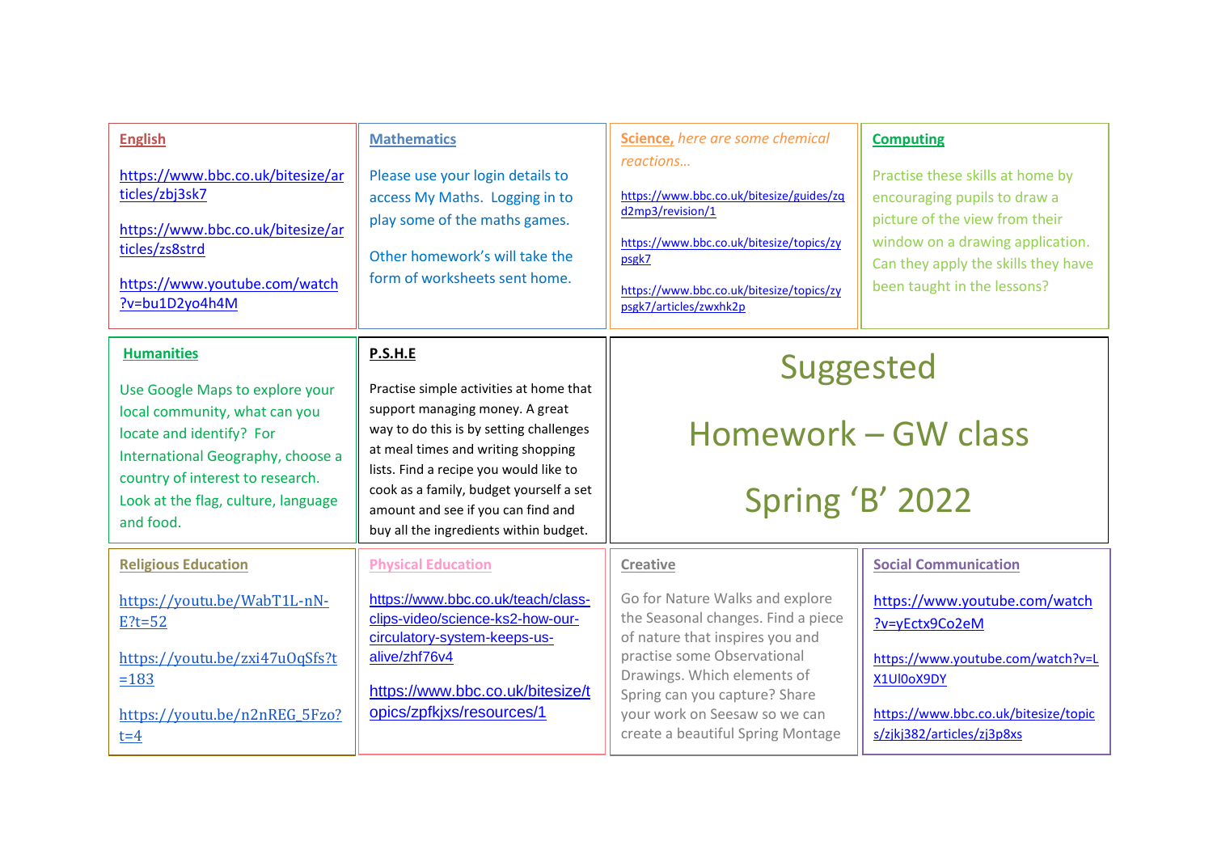# Suggested Homework – GW class Spring 'B' 2022

## English

https://www.bbc.co.uk/bitesize/articles/zbj3sk7

https://www.bbc.co.uk/bitesize/articles/zs8strd

https://www.youtube.com/watch?v=bu1D2yo4h4M

## Mathematics

Please use your login details to access My Maths. Logging in to play some of the maths games.

Other homework's will take the form of worksheets sent home.

## Science, *here are some chemical reactions…*

https://www.bbc.co.uk/bitesize/guides/zqd2mp3/revision/1

https://www.bbc.co.uk/bitesize/topics/zypsgk7

https://www.bbc.co.uk/bitesize/topics/zypsgk7/articles/zwxhk2p

## Computing

Practise these skills at home by encouraging pupils to draw a picture of the view from their window on a drawing application. Can they apply the skills they have been taught in the lessons?

## Humanities

Use Google Maps to explore your local community, what can you locate and identify? For International Geography, choose a country of interest to research. Look at the flag, culture, language and food.

## P.S.H.E

Practise simple activities at home that support managing money. A great way to do this is by setting challenges at meal times and writing shopping lists. Find a recipe you would like to cook as a family, budget yourself a set amount and see if you can find and buy all the ingredients within budget.

## Religious Education

https://youtu.be/WabT1L-nN-E?t=52

https://youtu.be/zxi47uOqSfs?t=183

https://youtu.be/n2nREG_5Fzo?t=4

## Physical Education

https://www.bbc.co.uk/teach/class-clips-video/science-ks2-how-our-circulatory-system-keeps-us-alive/zhf76v4

https://www.bbc.co.uk/bitesize/topics/zpfkjxs/resources/1

## Creative

Go for Nature Walks and explore the Seasonal changes. Find a piece of nature that inspires you and practise some Observational Drawings. Which elements of Spring can you capture? Share your work on Seesaw so we can create a beautiful Spring Montage

## Social Communication

https://www.youtube.com/watch?v=yEctx9Co2eM

https://www.youtube.com/watch?v=LX1UI0oX9DY

https://www.bbc.co.uk/bitesize/topics/zjkj382/articles/zj3p8xs